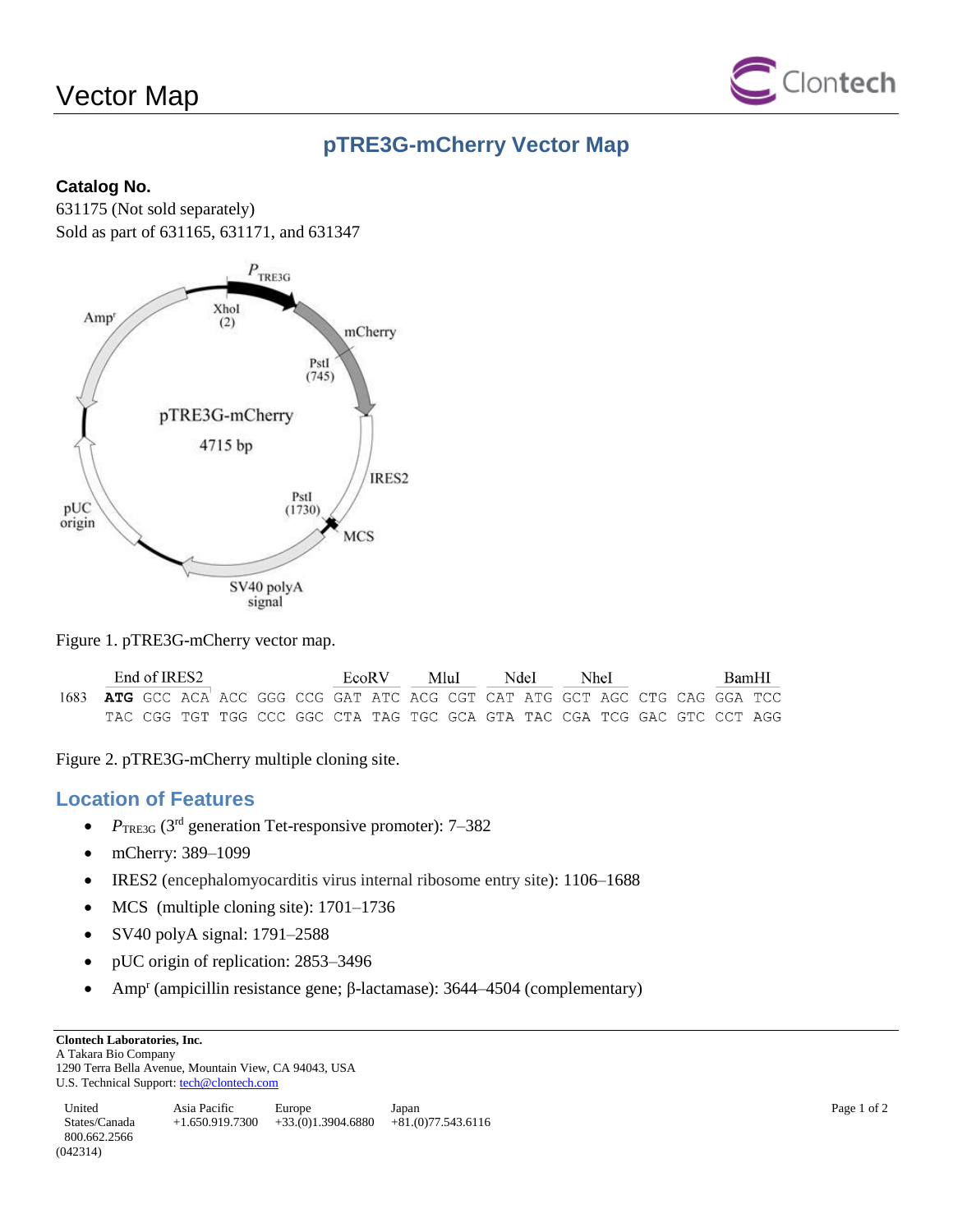# Vector Map

## pTRE3G-mCherry Vector Map

**Catalog No.**
631175 (Not sold separately)
Sold as part of 631165, 631171, and 631347

Figure 1. pTRE3G-mCherry vector map.

```
     End of IRES2              EcoRV    MluI     NdeI     NheI              BamHI
1683 ATG GCC ACA ACC GGG CCG GAT ATC ACG CGT CAT ATG GCT AGC CTG CAG GGA TCC
     TAC CGG TGT TGG CCC GGC CTA TAG TGC GCA GTA TAC CGA TCG GAC GTC CCT AGG
```

Figure 2. pTRE3G-mCherry multiple cloning site.

## Location of Features

- $P_{TRE3G}$ (3rd generation Tet-responsive promoter): 7–382
- mCherry: 389–1099
- IRES2 (encephalomyocarditis virus internal ribosome entry site): 1106–1688
- MCS (multiple cloning site): 1701–1736
- SV40 polyA signal: 1791–2588
- pUC origin of replication: 2853–3496
- $Amp^r$ (ampicillin resistance gene; β-lactamase): 3644–4504 (complementary)

**Clontech Laboratories, Inc.**
A Takara Bio Company
1290 Terra Bella Avenue, Mountain View, CA 94043, USA
U.S. Technical Support: tech@clontech.com

United States/Canada 800.662.2566 | Asia Pacific +1.650.919.7300 | Europe +33.(0)1.3904.6880 | Japan +81.(0)77.543.6116

(042314)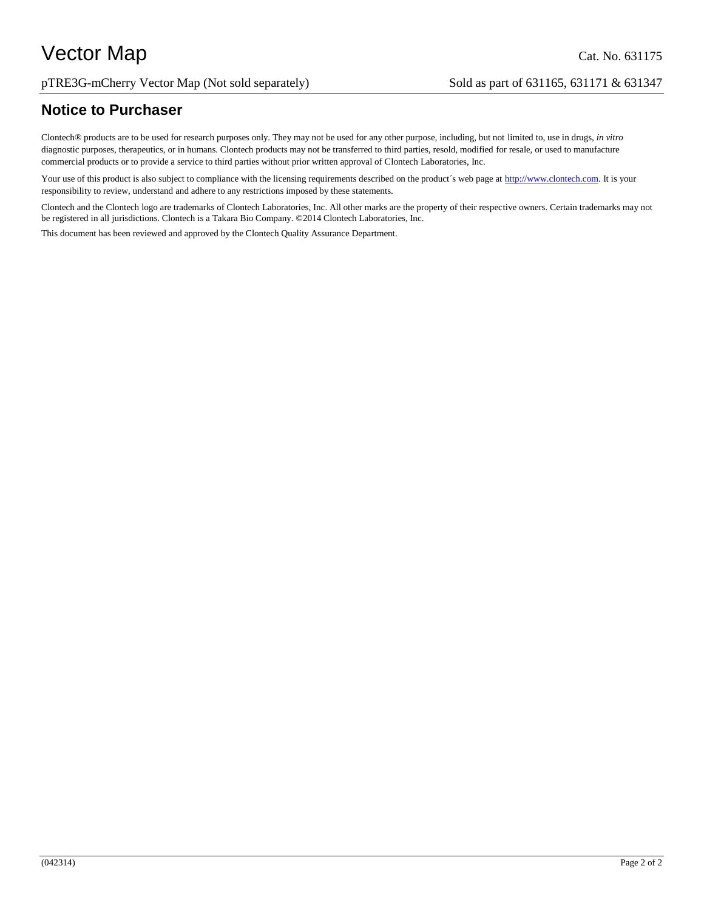## Notice to Purchaser

Clontech® products are to be used for research purposes only. They may not be used for any other purpose, including, but not limited to, use in drugs, *in vitro* diagnostic purposes, therapeutics, or in humans. Clontech products may not be transferred to third parties, resold, modified for resale, or used to manufacture commercial products or to provide a service to third parties without prior written approval of Clontech Laboratories, Inc.

Your use of this product is also subject to compliance with the licensing requirements described on the product´s web page at http://www.clontech.com. It is your responsibility to review, understand and adhere to any restrictions imposed by these statements.

Clontech and the Clontech logo are trademarks of Clontech Laboratories, Inc. All other marks are the property of their respective owners. Certain trademarks may not be registered in all jurisdictions. Clontech is a Takara Bio Company. ©2014 Clontech Laboratories, Inc.

This document has been reviewed and approved by the Clontech Quality Assurance Department.